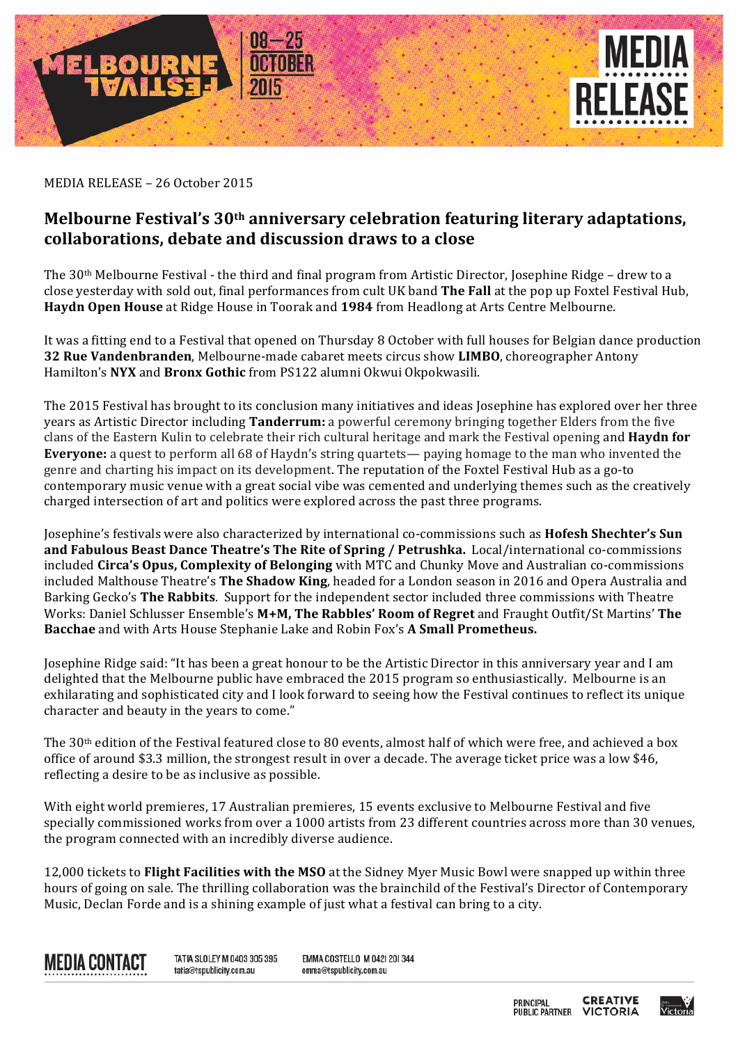MEDIA RELEASE – 26 October 2015

## Melbourne Festival's 30th anniversary celebration featuring literary adaptations, collaborations, debate and discussion draws to a close

The 30th Melbourne Festival - the third and final program from Artistic Director, Josephine Ridge – drew to a close yesterday with sold out, final performances from cult UK band **The Fall** at the pop up Foxtel Festival Hub, **Haydn Open House** at Ridge House in Toorak and **1984** from Headlong at Arts Centre Melbourne.

It was a fitting end to a Festival that opened on Thursday 8 October with full houses for Belgian dance production **32 Rue Vandenbranden**, Melbourne-made cabaret meets circus show **LIMBO**, choreographer Antony Hamilton's **NYX** and **Bronx Gothic** from PS122 alumni Okwui Okpokwasili.

The 2015 Festival has brought to its conclusion many initiatives and ideas Josephine has explored over her three years as Artistic Director including **Tanderrum:** a powerful ceremony bringing together Elders from the five clans of the Eastern Kulin to celebrate their rich cultural heritage and mark the Festival opening and **Haydn for Everyone:** a quest to perform all 68 of Haydn's string quartets— paying homage to the man who invented the genre and charting his impact on its development. The reputation of the Foxtel Festival Hub as a go-to contemporary music venue with a great social vibe was cemented and underlying themes such as the creatively charged intersection of art and politics were explored across the past three programs.

Josephine's festivals were also characterized by international co-commissions such as **Hofesh Shechter's Sun and Fabulous Beast Dance Theatre's The Rite of Spring / Petrushka.** Local/international co-commissions included **Circa's Opus, Complexity of Belonging** with MTC and Chunky Move and Australian co-commissions included Malthouse Theatre's **The Shadow King**, headed for a London season in 2016 and Opera Australia and Barking Gecko's **The Rabbits**. Support for the independent sector included three commissions with Theatre Works: Daniel Schlusser Ensemble's **M+M, The Rabbles' Room of Regret** and Fraught Outfit/St Martins' **The Bacchae** and with Arts House Stephanie Lake and Robin Fox's **A Small Prometheus.**

Josephine Ridge said: "It has been a great honour to be the Artistic Director in this anniversary year and I am delighted that the Melbourne public have embraced the 2015 program so enthusiastically. Melbourne is an exhilarating and sophisticated city and I look forward to seeing how the Festival continues to reflect its unique character and beauty in the years to come."

The 30th edition of the Festival featured close to 80 events, almost half of which were free, and achieved a box office of around $3.3 million, the strongest result in over a decade. The average ticket price was a low $46, reflecting a desire to be as inclusive as possible.

With eight world premieres, 17 Australian premieres, 15 events exclusive to Melbourne Festival and five specially commissioned works from over a 1000 artists from 23 different countries across more than 30 venues, the program connected with an incredibly diverse audience.

12,000 tickets to **Flight Facilities with the MSO** at the Sidney Myer Music Bowl were snapped up within three hours of going on sale. The thrilling collaboration was the brainchild of the Festival's Director of Contemporary Music, Declan Forde and is a shining example of just what a festival can bring to a city.

**MEDIA CONTACT**

TATIA SLOLEY M 0403 305 395
tatia@tspublicity.com.au

EMMA COSTELLO M 0421 201 344
emma@tspublicity.com.au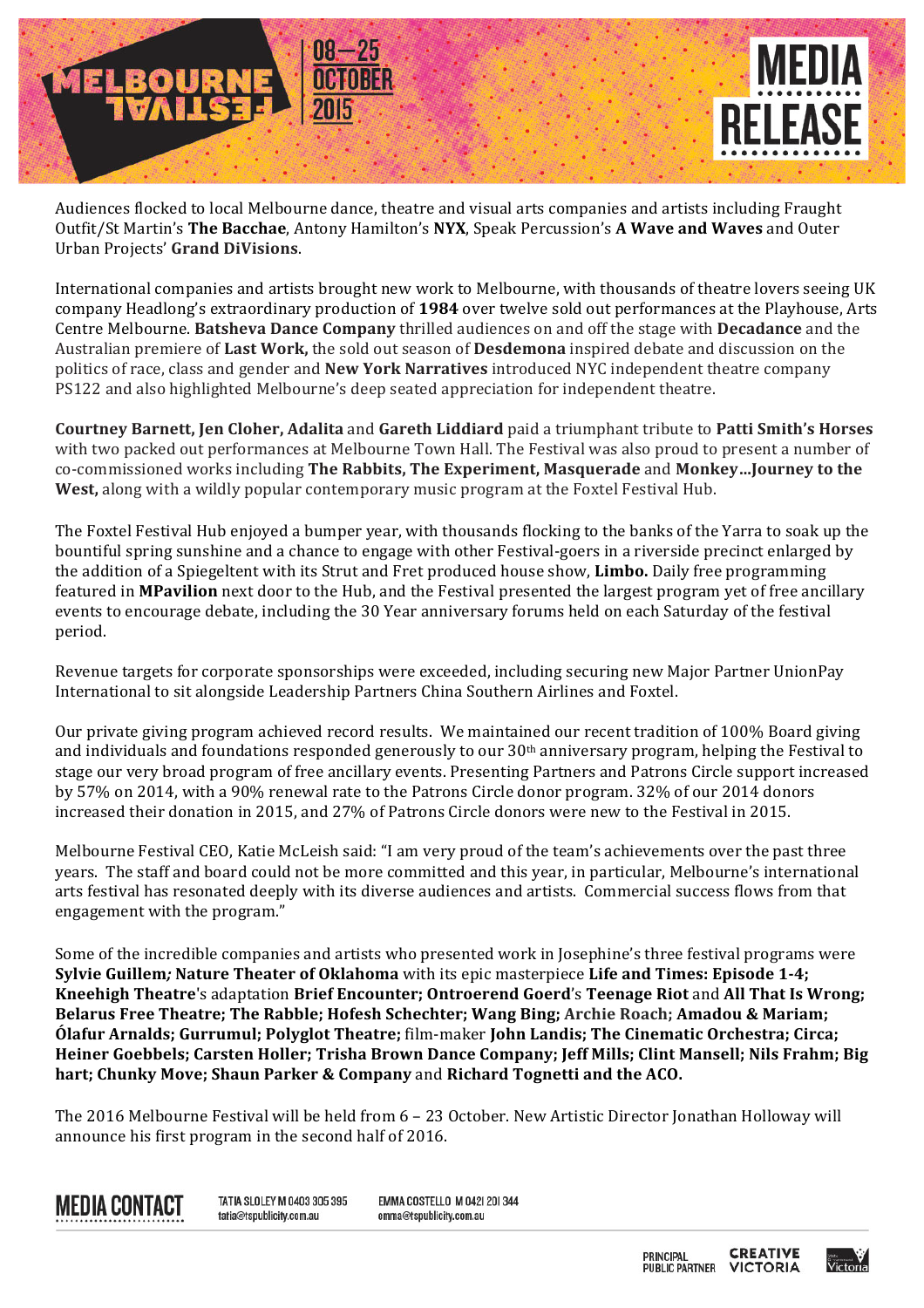Audiences flocked to local Melbourne dance, theatre and visual arts companies and artists including Fraught Outfit/St Martin's **The Bacchae**, Antony Hamilton's **NYX**, Speak Percussion's **A Wave and Waves** and Outer Urban Projects' **Grand DiVisions**.

International companies and artists brought new work to Melbourne, with thousands of theatre lovers seeing UK company Headlong's extraordinary production of **1984** over twelve sold out performances at the Playhouse, Arts Centre Melbourne. **Batsheva Dance Company** thrilled audiences on and off the stage with **Decadance** and the Australian premiere of **Last Work,** the sold out season of **Desdemona** inspired debate and discussion on the politics of race, class and gender and **New York Narratives** introduced NYC independent theatre company PS122 and also highlighted Melbourne's deep seated appreciation for independent theatre.

**Courtney Barnett, Jen Cloher, Adalita** and **Gareth Liddiard** paid a triumphant tribute to **Patti Smith's Horses** with two packed out performances at Melbourne Town Hall. The Festival was also proud to present a number of co-commissioned works including **The Rabbits, The Experiment, Masquerade** and **Monkey…Journey to the West,** along with a wildly popular contemporary music program at the Foxtel Festival Hub.

The Foxtel Festival Hub enjoyed a bumper year, with thousands flocking to the banks of the Yarra to soak up the bountiful spring sunshine and a chance to engage with other Festival-goers in a riverside precinct enlarged by the addition of a Spiegeltent with its Strut and Fret produced house show, **Limbo.** Daily free programming featured in **MPavilion** next door to the Hub, and the Festival presented the largest program yet of free ancillary events to encourage debate, including the 30 Year anniversary forums held on each Saturday of the festival period.

Revenue targets for corporate sponsorships were exceeded, including securing new Major Partner UnionPay International to sit alongside Leadership Partners China Southern Airlines and Foxtel.

Our private giving program achieved record results. We maintained our recent tradition of 100% Board giving and individuals and foundations responded generously to our 30th anniversary program, helping the Festival to stage our very broad program of free ancillary events. Presenting Partners and Patrons Circle support increased by 57% on 2014, with a 90% renewal rate to the Patrons Circle donor program. 32% of our 2014 donors increased their donation in 2015, and 27% of Patrons Circle donors were new to the Festival in 2015.

Melbourne Festival CEO, Katie McLeish said: "I am very proud of the team's achievements over the past three years. The staff and board could not be more committed and this year, in particular, Melbourne's international arts festival has resonated deeply with its diverse audiences and artists. Commercial success flows from that engagement with the program."

Some of the incredible companies and artists who presented work in Josephine's three festival programs were **Sylvie Guillem*;* Nature Theater of Oklahoma** with its epic masterpiece **Life and Times: Episode 1-4; Kneehigh Theatre**'s adaptation **Brief Encounter; Ontroerend Goerd**'s **Teenage Riot** and **All That Is Wrong; Belarus Free Theatre; The Rabble; Hofesh Schechter; Wang Bing;** Archie Roach**; Amadou & Mariam; Ólafur Arnalds; Gurrumul; Polyglot Theatre;** film-maker **John Landis; The Cinematic Orchestra; Circa; Heiner Goebbels; Carsten Holler; Trisha Brown Dance Company; Jeff Mills; Clint Mansell; Nils Frahm; Big hart; Chunky Move; Shaun Parker & Company** and **Richard Tognetti and the ACO.**

The 2016 Melbourne Festival will be held from 6 – 23 October. New Artistic Director Jonathan Holloway will announce his first program in the second half of 2016.

**MEDIA CONTACT**

TATIA SLOLEY M 0403 305 395
tatia@tspublicity.com.au

EMMA COSTELLO M 0421 201 344
emma@tspublicity.com.au

PRINCIPAL PUBLIC PARTNER CREATIVE VICTORIA